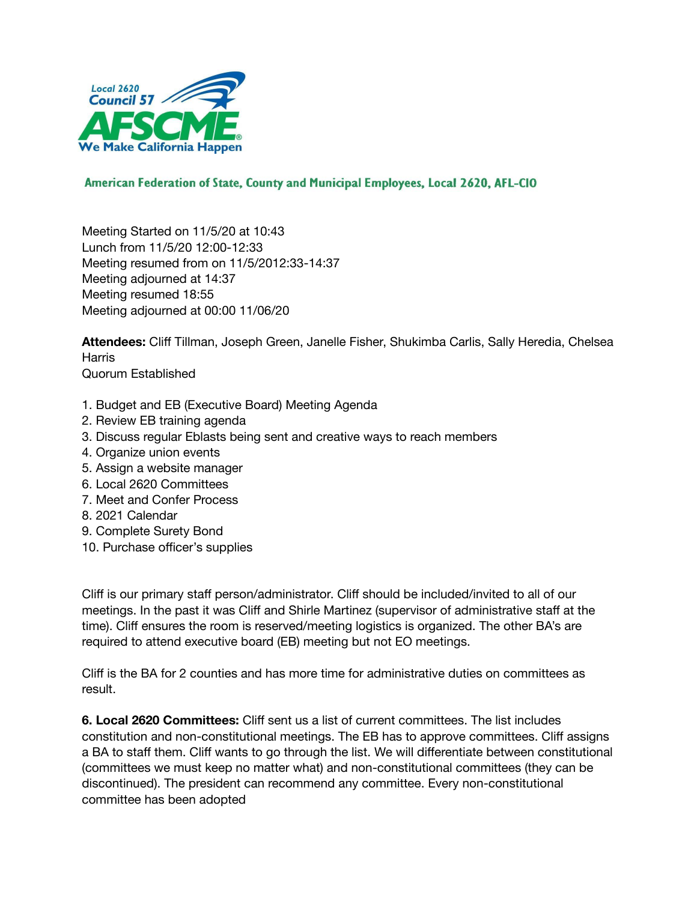Local 2620
Council 57
AFSCME
We Make California Happen

American Federation of State, County and Municipal Employees, Local 2620, AFL-CIO

Meeting Started on 11/5/20 at 10:43
Lunch from 11/5/20 12:00-12:33
Meeting resumed from on 11/5/2012:33-14:37
Meeting adjourned at 14:37
Meeting resumed 18:55
Meeting adjourned at 00:00 11/06/20

**Attendees:** Cliff Tillman, Joseph Green, Janelle Fisher, Shukimba Carlis, Sally Heredia, Chelsea Harris
Quorum Established

1. Budget and EB (Executive Board) Meeting Agenda
2. Review EB training agenda
3. Discuss regular Eblasts being sent and creative ways to reach members
4. Organize union events
5. Assign a website manager
6. Local 2620 Committees
7. Meet and Confer Process
8. 2021 Calendar
9. Complete Surety Bond
10. Purchase officer's supplies

Cliff is our primary staff person/administrator. Cliff should be included/invited to all of our meetings. In the past it was Cliff and Shirle Martinez (supervisor of administrative staff at the time). Cliff ensures the room is reserved/meeting logistics is organized. The other BA's are required to attend executive board (EB) meeting but not EO meetings.

Cliff is the BA for 2 counties and has more time for administrative duties on committees as result.

**6. Local 2620 Committees:** Cliff sent us a list of current committees. The list includes constitution and non-constitutional meetings. The EB has to approve committees. Cliff assigns a BA to staff them. Cliff wants to go through the list. We will differentiate between constitutional (committees we must keep no matter what) and non-constitutional committees (they can be discontinued). The president can recommend any committee. Every non-constitutional committee has been adopted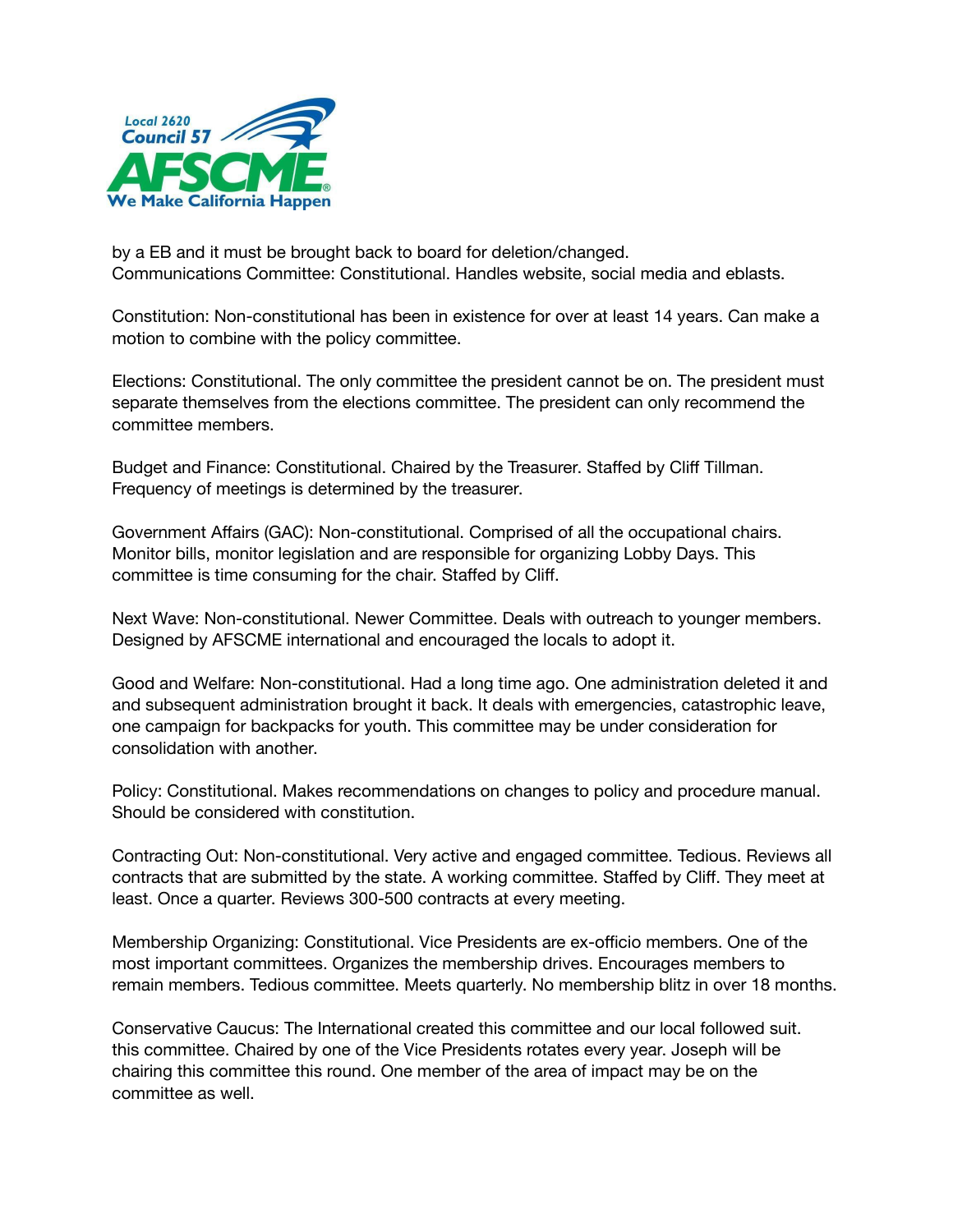by a EB and it must be brought back to board for deletion/changed.
Communications Committee: Constitutional. Handles website, social media and eblasts.

Constitution: Non-constitutional has been in existence for over at least 14 years. Can make a motion to combine with the policy committee.

Elections: Constitutional. The only committee the president cannot be on. The president must separate themselves from the elections committee. The president can only recommend the committee members.

Budget and Finance: Constitutional. Chaired by the Treasurer. Staffed by Cliff Tillman. Frequency of meetings is determined by the treasurer.

Government Affairs (GAC): Non-constitutional. Comprised of all the occupational chairs. Monitor bills, monitor legislation and are responsible for organizing Lobby Days. This committee is time consuming for the chair. Staffed by Cliff.

Next Wave: Non-constitutional. Newer Committee. Deals with outreach to younger members. Designed by AFSCME international and encouraged the locals to adopt it.

Good and Welfare: Non-constitutional. Had a long time ago. One administration deleted it and and subsequent administration brought it back. It deals with emergencies, catastrophic leave, one campaign for backpacks for youth. This committee may be under consideration for consolidation with another.

Policy: Constitutional. Makes recommendations on changes to policy and procedure manual. Should be considered with constitution.

Contracting Out: Non-constitutional. Very active and engaged committee. Tedious. Reviews all contracts that are submitted by the state. A working committee. Staffed by Cliff. They meet at least. Once a quarter. Reviews 300-500 contracts at every meeting.

Membership Organizing: Constitutional. Vice Presidents are ex-officio members. One of the most important committees. Organizes the membership drives. Encourages members to remain members. Tedious committee. Meets quarterly. No membership blitz in over 18 months.

Conservative Caucus: The International created this committee and our local followed suit. this committee. Chaired by one of the Vice Presidents rotates every year. Joseph will be chairing this committee this round. One member of the area of impact may be on the committee as well.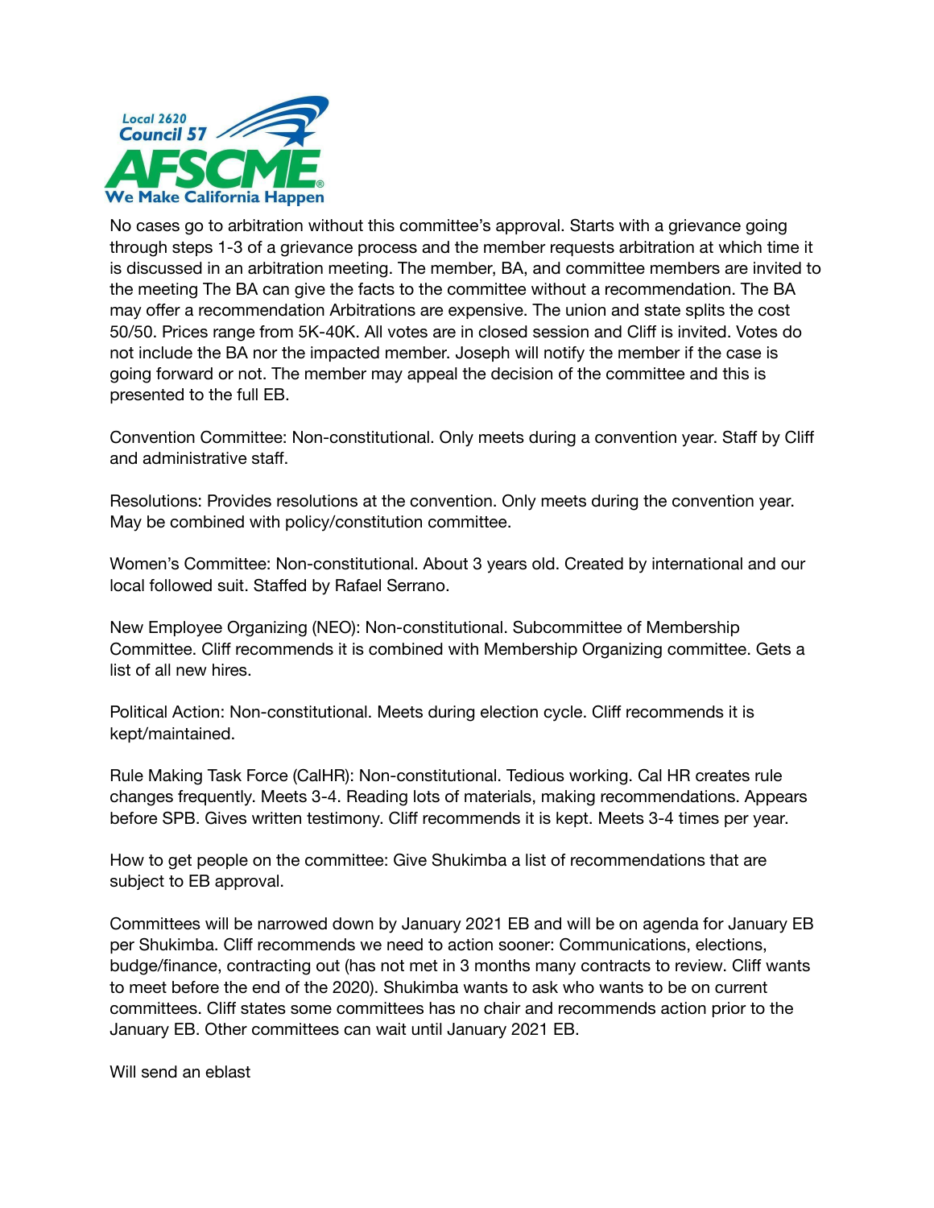No cases go to arbitration without this committee's approval. Starts with a grievance going through steps 1-3 of a grievance process and the member requests arbitration at which time it is discussed in an arbitration meeting. The member, BA, and committee members are invited to the meeting The BA can give the facts to the committee without a recommendation. The BA may offer a recommendation Arbitrations are expensive. The union and state splits the cost 50/50. Prices range from 5K-40K. All votes are in closed session and Cliff is invited. Votes do not include the BA nor the impacted member. Joseph will notify the member if the case is going forward or not. The member may appeal the decision of the committee and this is presented to the full EB.

Convention Committee: Non-constitutional. Only meets during a convention year. Staff by Cliff and administrative staff.

Resolutions: Provides resolutions at the convention. Only meets during the convention year. May be combined with policy/constitution committee.

Women's Committee: Non-constitutional. About 3 years old. Created by international and our local followed suit. Staffed by Rafael Serrano.

New Employee Organizing (NEO): Non-constitutional. Subcommittee of Membership Committee. Cliff recommends it is combined with Membership Organizing committee. Gets a list of all new hires.

Political Action: Non-constitutional. Meets during election cycle. Cliff recommends it is kept/maintained.

Rule Making Task Force (CalHR): Non-constitutional. Tedious working. Cal HR creates rule changes frequently. Meets 3-4. Reading lots of materials, making recommendations. Appears before SPB. Gives written testimony. Cliff recommends it is kept. Meets 3-4 times per year.

How to get people on the committee: Give Shukimba a list of recommendations that are subject to EB approval.

Committees will be narrowed down by January 2021 EB and will be on agenda for January EB per Shukimba. Cliff recommends we need to action sooner: Communications, elections, budge/finance, contracting out (has not met in 3 months many contracts to review. Cliff wants to meet before the end of the 2020). Shukimba wants to ask who wants to be on current committees. Cliff states some committees has no chair and recommends action prior to the January EB. Other committees can wait until January 2021 EB.

Will send an eblast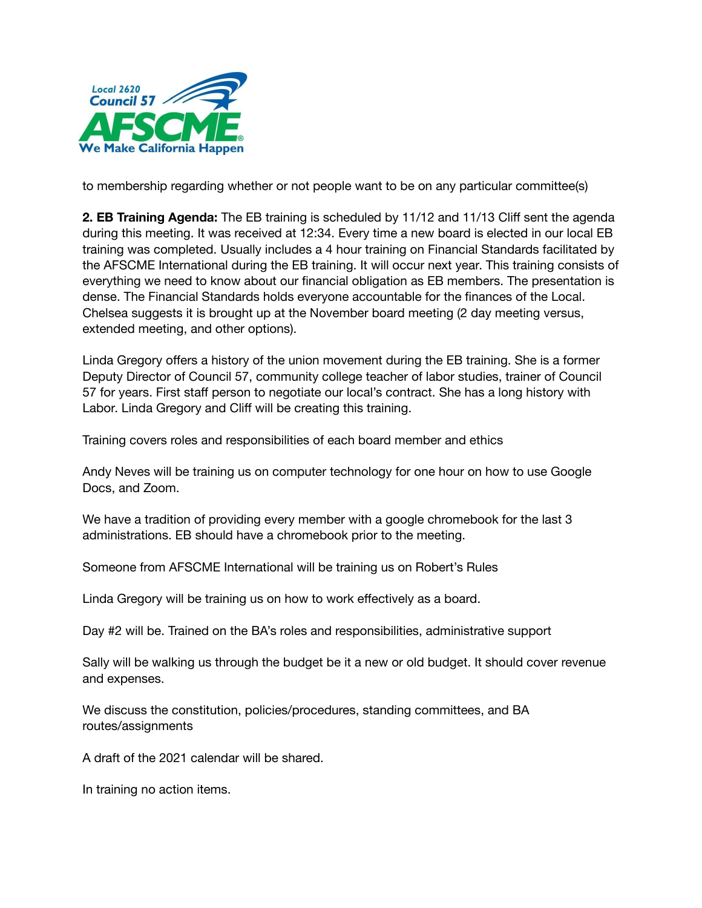to membership regarding whether or not people want to be on any particular committee(s)

**2. EB Training Agenda:** The EB training is scheduled by 11/12 and 11/13 Cliff sent the agenda during this meeting. It was received at 12:34. Every time a new board is elected in our local EB training was completed. Usually includes a 4 hour training on Financial Standards facilitated by the AFSCME International during the EB training. It will occur next year. This training consists of everything we need to know about our financial obligation as EB members. The presentation is dense. The Financial Standards holds everyone accountable for the finances of the Local. Chelsea suggests it is brought up at the November board meeting (2 day meeting versus, extended meeting, and other options).

Linda Gregory offers a history of the union movement during the EB training. She is a former Deputy Director of Council 57, community college teacher of labor studies, trainer of Council 57 for years. First staff person to negotiate our local's contract. She has a long history with Labor. Linda Gregory and Cliff will be creating this training.

Training covers roles and responsibilities of each board member and ethics

Andy Neves will be training us on computer technology for one hour on how to use Google Docs, and Zoom.

We have a tradition of providing every member with a google chromebook for the last 3 administrations. EB should have a chromebook prior to the meeting.

Someone from AFSCME International will be training us on Robert's Rules

Linda Gregory will be training us on how to work effectively as a board.

Day #2 will be. Trained on the BA's roles and responsibilities, administrative support

Sally will be walking us through the budget be it a new or old budget. It should cover revenue and expenses.

We discuss the constitution, policies/procedures, standing committees, and BA routes/assignments

A draft of the 2021 calendar will be shared.

In training no action items.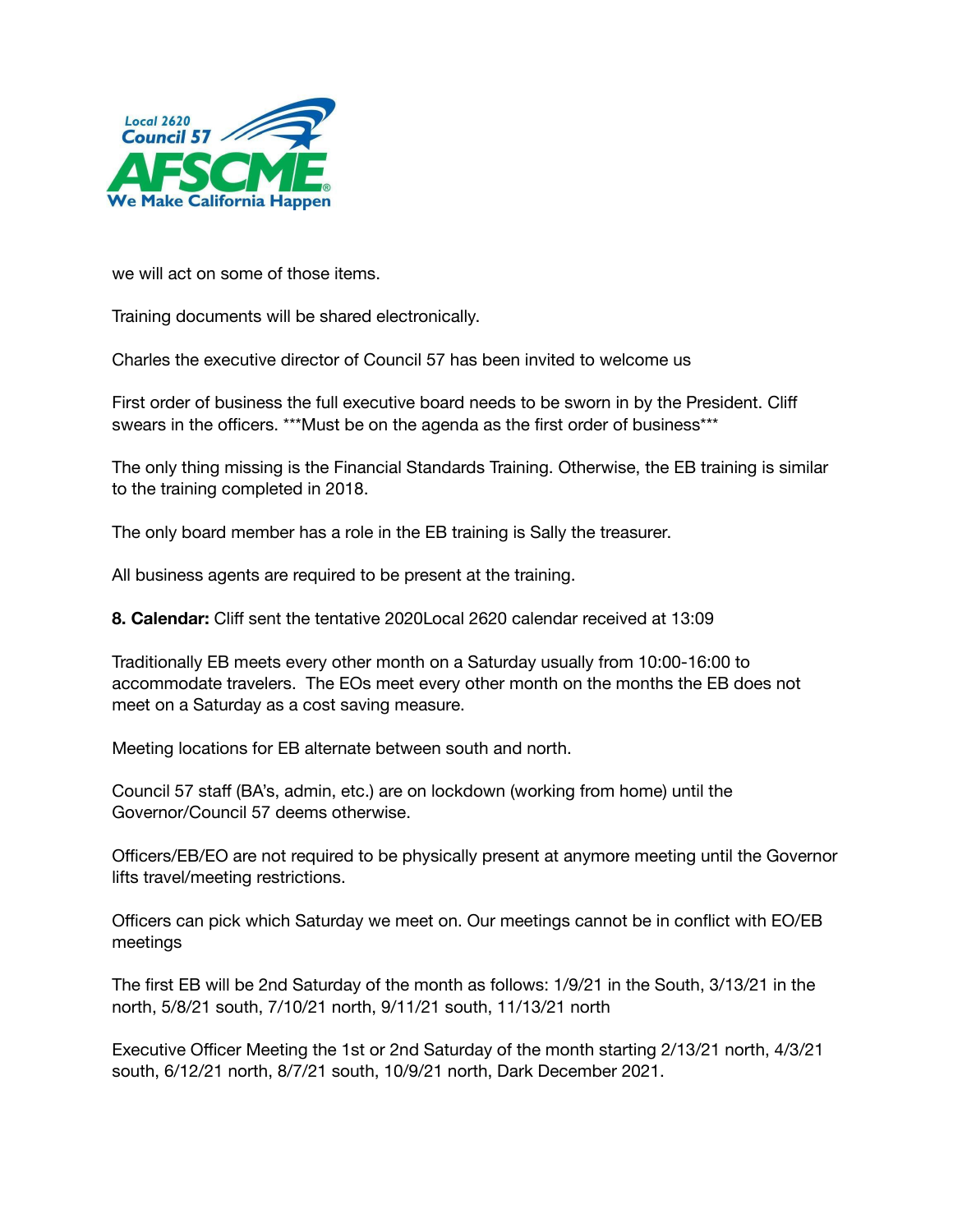we will act on some of those items.

Training documents will be shared electronically.

Charles the executive director of Council 57 has been invited to welcome us

First order of business the full executive board needs to be sworn in by the President. Cliff swears in the officers. ***Must be on the agenda as the first order of business***

The only thing missing is the Financial Standards Training. Otherwise, the EB training is similar to the training completed in 2018.

The only board member has a role in the EB training is Sally the treasurer.

All business agents are required to be present at the training.

**8. Calendar:** Cliff sent the tentative 2020Local 2620 calendar received at 13:09

Traditionally EB meets every other month on a Saturday usually from 10:00-16:00 to accommodate travelers. The EOs meet every other month on the months the EB does not meet on a Saturday as a cost saving measure.

Meeting locations for EB alternate between south and north.

Council 57 staff (BA's, admin, etc.) are on lockdown (working from home) until the Governor/Council 57 deems otherwise.

Officers/EB/EO are not required to be physically present at anymore meeting until the Governor lifts travel/meeting restrictions.

Officers can pick which Saturday we meet on. Our meetings cannot be in conflict with EO/EB meetings

The first EB will be 2nd Saturday of the month as follows: 1/9/21 in the South, 3/13/21 in the north, 5/8/21 south, 7/10/21 north, 9/11/21 south, 11/13/21 north

Executive Officer Meeting the 1st or 2nd Saturday of the month starting 2/13/21 north, 4/3/21 south, 6/12/21 north, 8/7/21 south, 10/9/21 north, Dark December 2021.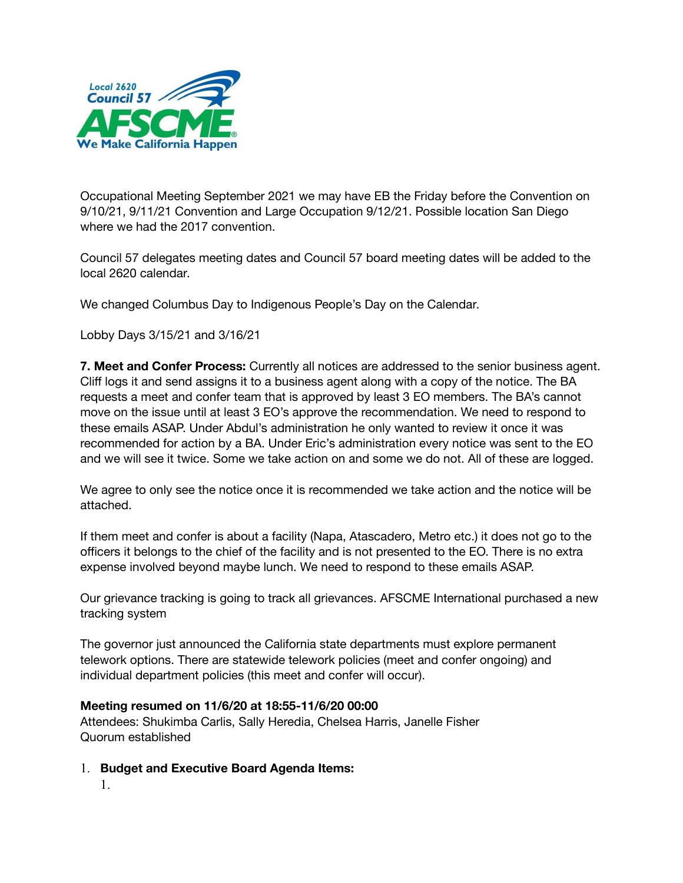Occupational Meeting September 2021 we may have EB the Friday before the Convention on 9/10/21, 9/11/21 Convention and Large Occupation 9/12/21. Possible location San Diego where we had the 2017 convention.

Council 57 delegates meeting dates and Council 57 board meeting dates will be added to the local 2620 calendar.

We changed Columbus Day to Indigenous People's Day on the Calendar.

Lobby Days 3/15/21 and 3/16/21

**7. Meet and Confer Process:** Currently all notices are addressed to the senior business agent. Cliff logs it and send assigns it to a business agent along with a copy of the notice. The BA requests a meet and confer team that is approved by least 3 EO members. The BA's cannot move on the issue until at least 3 EO's approve the recommendation. We need to respond to these emails ASAP. Under Abdul's administration he only wanted to review it once it was recommended for action by a BA. Under Eric's administration every notice was sent to the EO and we will see it twice. Some we take action on and some we do not. All of these are logged.

We agree to only see the notice once it is recommended we take action and the notice will be attached.

If them meet and confer is about a facility (Napa, Atascadero, Metro etc.) it does not go to the officers it belongs to the chief of the facility and is not presented to the EO. There is no extra expense involved beyond maybe lunch. We need to respond to these emails ASAP.

Our grievance tracking is going to track all grievances. AFSCME International purchased a new tracking system

The governor just announced the California state departments must explore permanent telework options. There are statewide telework policies (meet and confer ongoing) and individual department policies (this meet and confer will occur).

**Meeting resumed on 11/6/20 at 18:55-11/6/20 00:00**
Attendees: Shukimba Carlis, Sally Heredia, Chelsea Harris, Janelle Fisher
Quorum established

1. **Budget and Executive Board Agenda Items:**
   1.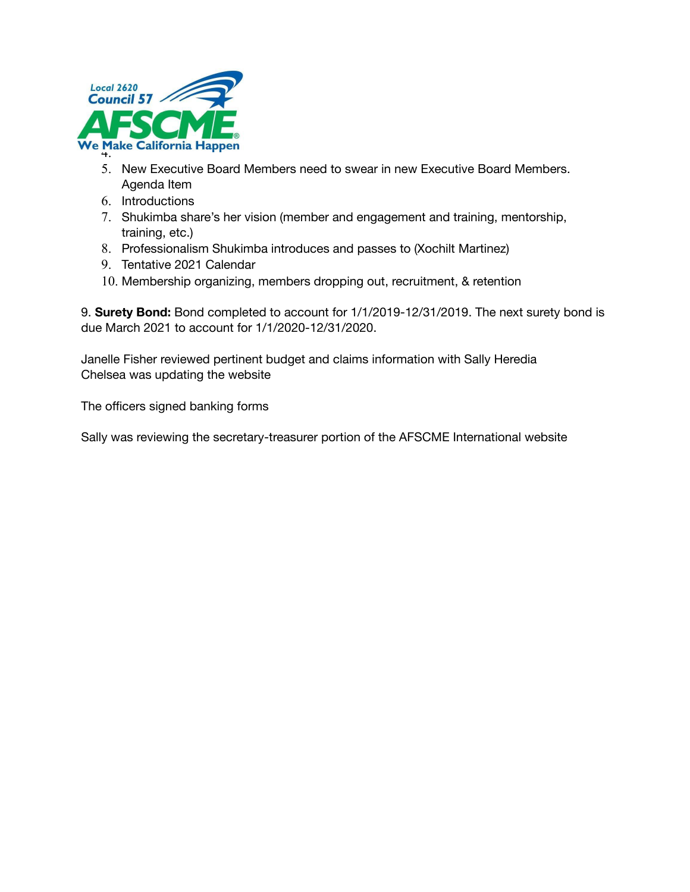4.
5. New Executive Board Members need to swear in new Executive Board Members. Agenda Item
6. Introductions
7. Shukimba share's her vision (member and engagement and training, mentorship, training, etc.)
8. Professionalism Shukimba introduces and passes to (Xochilt Martinez)
9. Tentative 2021 Calendar
10. Membership organizing, members dropping out, recruitment, & retention

9. **Surety Bond:** Bond completed to account for 1/1/2019-12/31/2019. The next surety bond is due March 2021 to account for 1/1/2020-12/31/2020.

Janelle Fisher reviewed pertinent budget and claims information with Sally Heredia
Chelsea was updating the website

The officers signed banking forms

Sally was reviewing the secretary-treasurer portion of the AFSCME International website